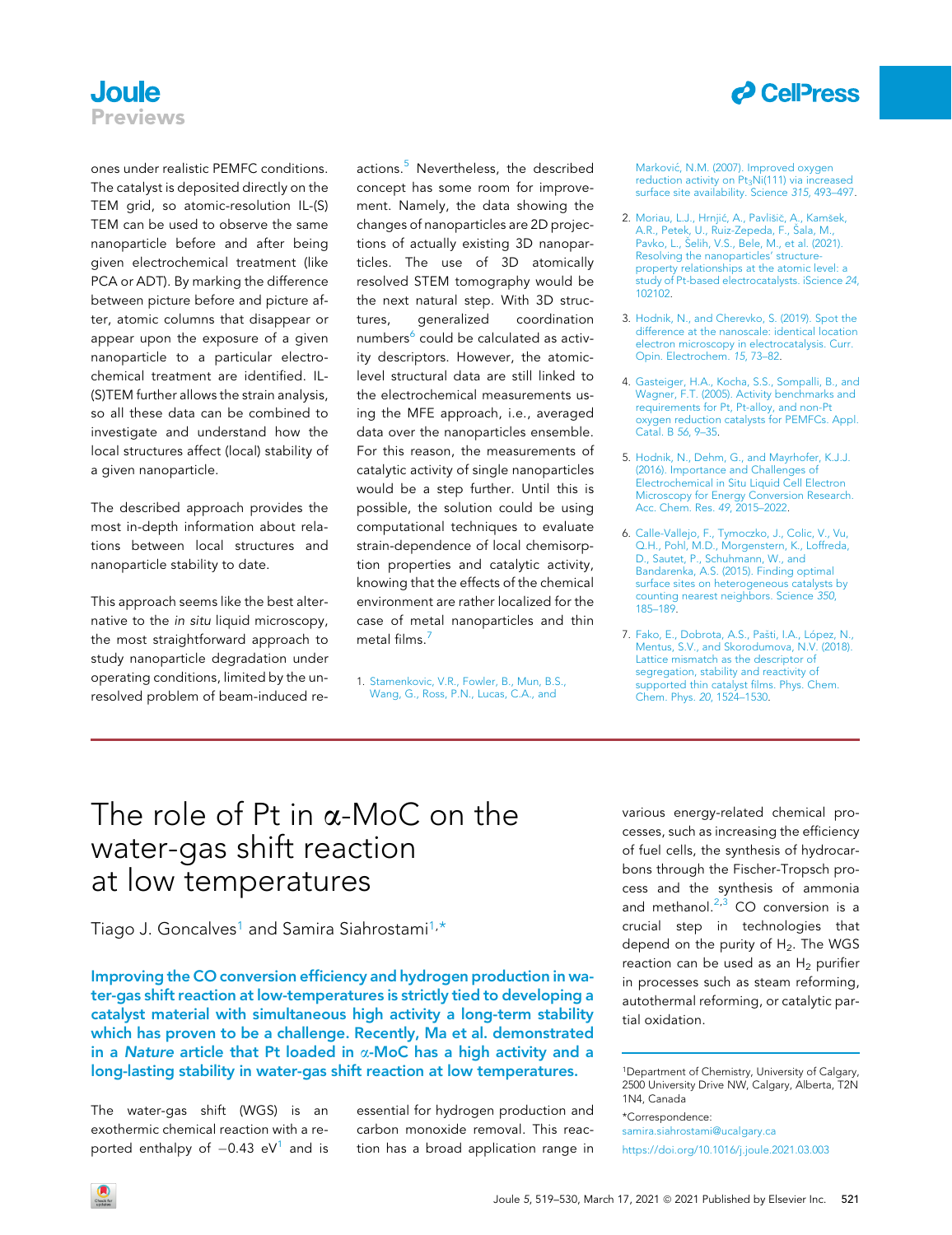ones under realistic PEMFC conditions. The catalyst is deposited directly on the TEM grid, so atomic-resolution IL-(S) TEM can be used to observe the same nanoparticle before and after being given electrochemical treatment (like PCA or ADT). By marking the difference between picture before and picture after, atomic columns that disappear or appear upon the exposure of a given nanoparticle to a particular electrochemical treatment are identified. IL-(S)TEM further allows the strain analysis, so all these data can be combined to investigate and understand how the local structures affect (local) stability of a given nanoparticle.

The described approach provides the most in-depth information about relations between local structures and nanoparticle stability to date.

This approach seems like the best alternative to the *in situ* liquid microscopy, the most straightforward approach to study nanoparticle degradation under operating conditions, limited by the unresolved problem of beam-induced reactions.[5] Nevertheless, the described concept has some room for improvement. Namely, the data showing the changes of nanoparticles are 2D projections of actually existing 3D nanoparticles. The use of 3D atomically resolved STEM tomography would be the next natural step. With 3D structures, generalized coordination numbers[6] could be calculated as activity descriptors. However, the atomic-level structural data are still linked to the electrochemical measurements using the MFE approach, i.e., averaged data over the nanoparticles ensemble. For this reason, the measurements of catalytic activity of single nanoparticles would be a step further. Until this is possible, the solution could be using computational techniques to evaluate strain-dependence of local chemisorption properties and catalytic activity, knowing that the effects of the chemical environment are rather localized for the case of metal nanoparticles and thin metal films.[7]

1. Stamenkovic, V.R., Fowler, B., Mun, B.S., Wang, G., Ross, P.N., Lucas, C.A., and Marković, N.M. (2007). Improved oxygen reduction activity on $Pt_3Ni(111)$ via increased surface site availability. Science *315*, 493–497.
2. Moriau, L.J., Hrnjić, A., Pavlišič, A., Kamšek, A.R., Petek, U., Ruiz-Zepeda, F., Šala, M., Pavko, L., Šelih, V.S., Bele, M., et al. (2021). Resolving the nanoparticles' structure-property relationships at the atomic level: a study of Pt-based electrocatalysts. iScience *24*, 102102.
3. Hodnik, N., and Cherevko, S. (2019). Spot the difference at the nanoscale: identical location electron microscopy in electrocatalysis. Curr. Opin. Electrochem. *15*, 73–82.
4. Gasteiger, H.A., Kocha, S.S., Sompalli, B., and Wagner, F.T. (2005). Activity benchmarks and requirements for Pt, Pt-alloy, and non-Pt oxygen reduction catalysts for PEMFCs. Appl. Catal. B *56*, 9–35.
5. Hodnik, N., Dehm, G., and Mayrhofer, K.J.J. (2016). Importance and Challenges of Electrochemical in Situ Liquid Cell Electron Microscopy for Energy Conversion Research. Acc. Chem. Res. *49*, 2015–2022.
6. Calle-Vallejo, F., Tymoczko, J., Colic, V., Vu, Q.H., Pohl, M.D., Morgenstern, K., Loffreda, D., Sautet, P., Schuhmann, W., and Bandarenka, A.S. (2015). Finding optimal surface sites on heterogeneous catalysts by counting nearest neighbors. Science *350*, 185–189.
7. Fako, E., Dobrota, A.S., Pašti, I.A., López, N., Mentus, S.V., and Skorodumova, N.V. (2018). Lattice mismatch as the descriptor of segregation, stability and reactivity of supported thin catalyst films. Phys. Chem. Chem. Phys. *20*, 1524–1530.

---

# The role of Pt in α-MoC on the water-gas shift reaction at low temperatures

Tiago J. Goncalves[1] and Samira Siahrostami[1,*]

**Improving the CO conversion efficiency and hydrogen production in water-gas shift reaction at low-temperatures is strictly tied to developing a catalyst material with simultaneous high activity a long-term stability which has proven to be a challenge. Recently, Ma et al. demonstrated in a *Nature* article that Pt loaded in α-MoC has a high activity and a long-lasting stability in water-gas shift reaction at low temperatures.**

The water-gas shift (WGS) is an exothermic chemical reaction with a reported enthalpy of −0.43 eV[1] and is essential for hydrogen production and carbon monoxide removal. This reaction has a broad application range in various energy-related chemical processes, such as increasing the efficiency of fuel cells, the synthesis of hydrocarbons through the Fischer-Tropsch process and the synthesis of ammonia and methanol.[2,3] CO conversion is a crucial step in technologies that depend on the purity of $H_2$. The WGS reaction can be used as an $H_2$ purifier in processes such as steam reforming, autothermal reforming, or catalytic partial oxidation.

[1]Department of Chemistry, University of Calgary, 2500 University Drive NW, Calgary, Alberta, T2N 1N4, Canada

*Correspondence: samira.siahrostami@ucalgary.ca

https://doi.org/10.1016/j.joule.2021.03.003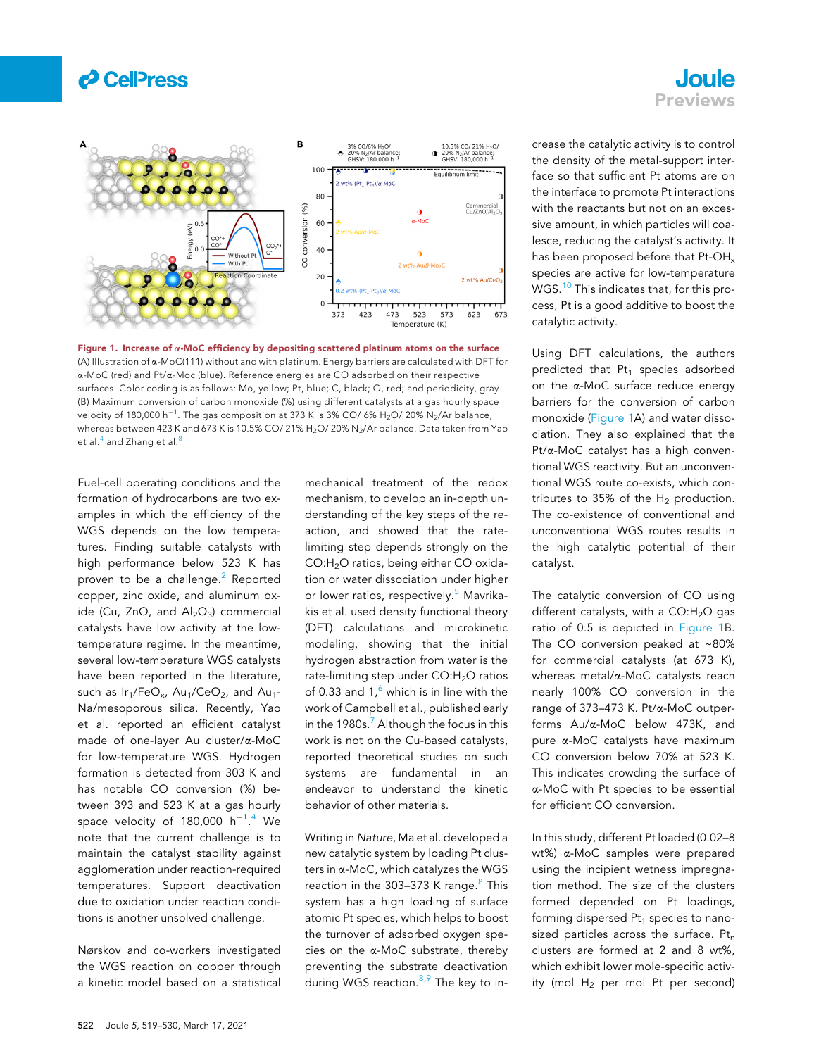**Figure 1. Increase of α-MoC efficiency by depositing scattered platinum atoms on the surface**

(A) Illustration of α-MoC(111) without and with platinum. Energy barriers are calculated with DFT for α-MoC (red) and Pt/α-Moc (blue). Reference energies are CO adsorbed on their respective surfaces. Color coding is as follows: Mo, yellow; Pt, blue; C, black; O, red; and periodicity, gray.
(B) Maximum conversion of carbon monoxide (%) using different catalysts at a gas hourly space velocity of 180,000 $h^{-1}$. The gas composition at 373 K is 3% CO/ 6% $H_2O$/ 20% $N_2$/Ar balance, whereas between 423 K and 673 K is 10.5% CO/ 21% $H_2O$/ 20% $N_2$/Ar balance. Data taken from Yao et al.[4] and Zhang et al.[8]

Fuel-cell operating conditions and the formation of hydrocarbons are two examples in which the efficiency of the WGS depends on the low temperatures. Finding suitable catalysts with high performance below 523 K has proven to be a challenge.[2] Reported copper, zinc oxide, and aluminum oxide (Cu, ZnO, and $Al_2O_3$) commercial catalysts have low activity at the low-temperature regime. In the meantime, several low-temperature WGS catalysts have been reported in the literature, such as $Ir_1/FeO_x$, $Au_1/CeO_2$, and $Au_1$-Na/mesoporous silica. Recently, Yao et al. reported an efficient catalyst made of one-layer Au cluster/α-MoC for low-temperature WGS. Hydrogen formation is detected from 303 K and has notable CO conversion (%) between 393 and 523 K at a gas hourly space velocity of 180,000 $h^{-1}$.[4] We note that the current challenge is to maintain the catalyst stability against agglomeration under reaction-required temperatures. Support deactivation due to oxidation under reaction conditions is another unsolved challenge.

Nørskov and co-workers investigated the WGS reaction on copper through a kinetic model based on a statistical mechanical treatment of the redox mechanism, to develop an in-depth understanding of the key steps of the reaction, and showed that the rate-limiting step depends strongly on the CO:$H_2O$ ratios, being either CO oxidation or water dissociation under higher or lower ratios, respectively.[5] Mavrikakis et al. used density functional theory (DFT) calculations and microkinetic modeling, showing that the initial hydrogen abstraction from water is the rate-limiting step under CO:$H_2O$ ratios of 0.33 and 1,[6] which is in line with the work of Campbell et al., published early in the 1980s.[7] Although the focus in this work is not on the Cu-based catalysts, reported theoretical studies on such systems are fundamental in an endeavor to understand the kinetic behavior of other materials.

Writing in *Nature*, Ma et al. developed a new catalytic system by loading Pt clusters in α-MoC, which catalyzes the WGS reaction in the 303–373 K range.[8] This system has a high loading of surface atomic Pt species, which helps to boost the turnover of adsorbed oxygen species on the α-MoC substrate, thereby preventing the substrate deactivation during WGS reaction.[8,9] The key to increase the catalytic activity is to control the density of the metal-support interface so that sufficient Pt atoms are on the interface to promote Pt interactions with the reactants but not on an excessive amount, in which particles will coalesce, reducing the catalyst's activity. It has been proposed before that Pt-$OH_x$ species are active for low-temperature WGS.[10] This indicates that, for this process, Pt is a good additive to boost the catalytic activity.

Using DFT calculations, the authors predicted that $Pt_1$ species adsorbed on the α-MoC surface reduce energy barriers for the conversion of carbon monoxide (Figure 1A) and water dissociation. They also explained that the Pt/α-MoC catalyst has a high conventional WGS reactivity. But an unconventional WGS route co-exists, which contributes to 35% of the $H_2$ production. The co-existence of conventional and unconventional WGS routes results in the high catalytic potential of their catalyst.

The catalytic conversion of CO using different catalysts, with a CO:$H_2O$ gas ratio of 0.5 is depicted in Figure 1B. The CO conversion peaked at ~80% for commercial catalysts (at 673 K), whereas metal/α-MoC catalysts reach nearly 100% CO conversion in the range of 373–473 K. Pt/α-MoC outperforms Au/α-MoC below 473K, and pure α-MoC catalysts have maximum CO conversion below 70% at 523 K. This indicates crowding the surface of α-MoC with Pt species to be essential for efficient CO conversion.

In this study, different Pt loaded (0.02–8 wt%) α-MoC samples were prepared using the incipient wetness impregnation method. The size of the clusters formed depended on Pt loadings, forming dispersed $Pt_1$ species to nanosized particles across the surface. $Pt_n$ clusters are formed at 2 and 8 wt%, which exhibit lower mole-specific activity (mol $H_2$ per mol Pt per second)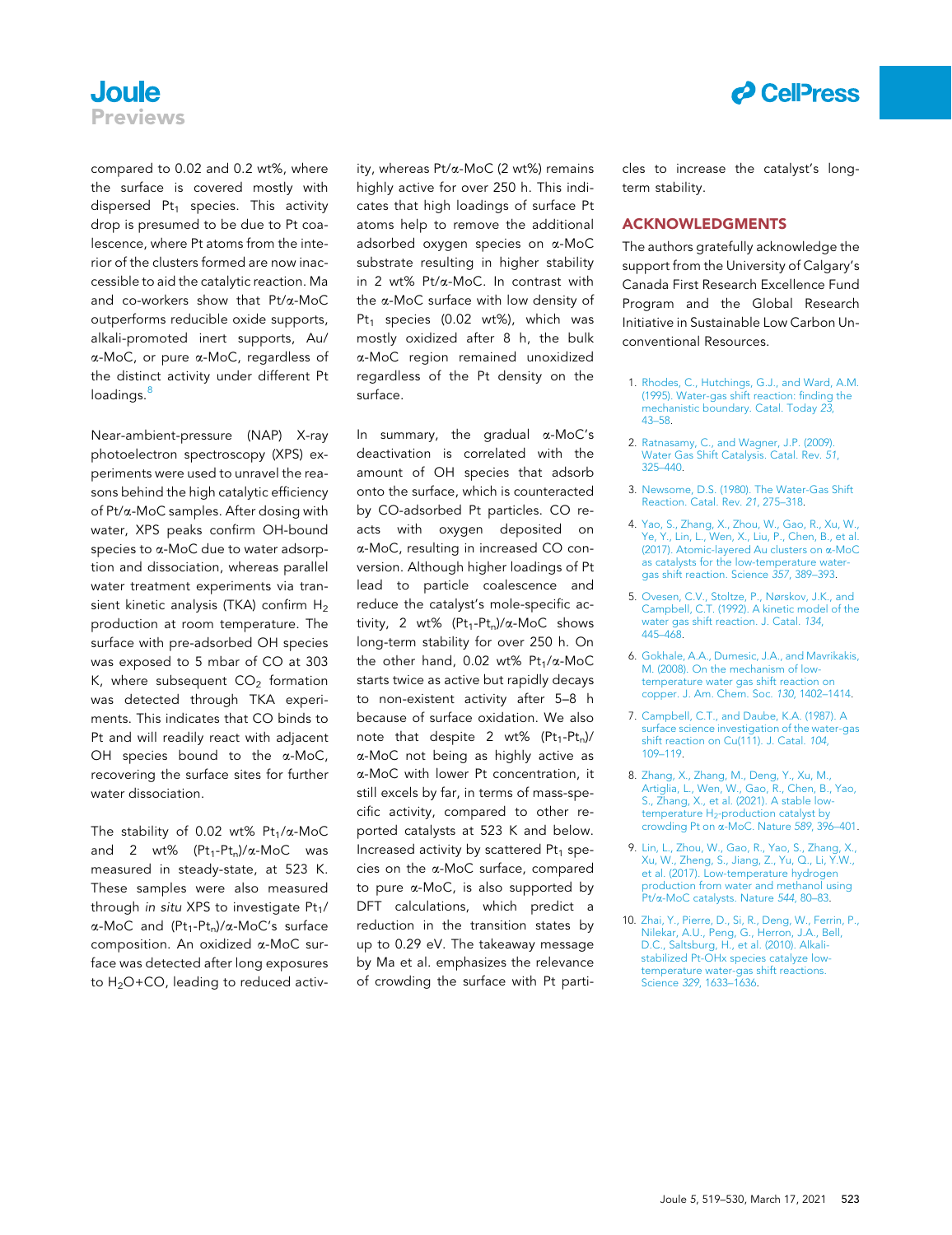compared to 0.02 and 0.2 wt%, where the surface is covered mostly with dispersed $Pt_1$ species. This activity drop is presumed to be due to Pt coalescence, where Pt atoms from the interior of the clusters formed are now inaccessible to aid the catalytic reaction. Ma and co-workers show that Pt/α-MoC outperforms reducible oxide supports, alkali-promoted inert supports, Au/α-MoC, or pure α-MoC, regardless of the distinct activity under different Pt loadings.[8]

Near-ambient-pressure (NAP) X-ray photoelectron spectroscopy (XPS) experiments were used to unravel the reasons behind the high catalytic efficiency of Pt/α-MoC samples. After dosing with water, XPS peaks confirm OH-bound species to α-MoC due to water adsorption and dissociation, whereas parallel water treatment experiments via transient kinetic analysis (TKA) confirm $H_2$ production at room temperature. The surface with pre-adsorbed OH species was exposed to 5 mbar of CO at 303 K, where subsequent $CO_2$ formation was detected through TKA experiments. This indicates that CO binds to Pt and will readily react with adjacent OH species bound to the α-MoC, recovering the surface sites for further water dissociation.

The stability of 0.02 wt% $Pt_1$/α-MoC and 2 wt% ($Pt_1$-$Pt_n$)/α-MoC was measured in steady-state, at 523 K. These samples were also measured through *in situ* XPS to investigate $Pt_1$/α-MoC and ($Pt_1$-$Pt_n$)/α-MoC's surface composition. An oxidized α-MoC surface was detected after long exposures to $H_2O$+CO, leading to reduced activity, whereas Pt/α-MoC (2 wt%) remains highly active for over 250 h. This indicates that high loadings of surface Pt atoms help to remove the additional adsorbed oxygen species on α-MoC substrate resulting in higher stability in 2 wt% Pt/α-MoC. In contrast with the α-MoC surface with low density of $Pt_1$ species (0.02 wt%), which was mostly oxidized after 8 h, the bulk α-MoC region remained unoxidized regardless of the Pt density on the surface.

In summary, the gradual α-MoC's deactivation is correlated with the amount of OH species that adsorb onto the surface, which is counteracted by CO-adsorbed Pt particles. CO reacts with oxygen deposited on α-MoC, resulting in increased CO conversion. Although higher loadings of Pt lead to particle coalescence and reduce the catalyst's mole-specific activity, 2 wt% ($Pt_1$-$Pt_n$)/α-MoC shows long-term stability for over 250 h. On the other hand, 0.02 wt% $Pt_1$/α-MoC starts twice as active but rapidly decays to non-existent activity after 5–8 h because of surface oxidation. We also note that despite 2 wt% ($Pt_1$-$Pt_n$)/α-MoC not being as highly active as α-MoC with lower Pt concentration, it still excels by far, in terms of mass-specific activity, compared to other reported catalysts at 523 K and below. Increased activity by scattered $Pt_1$ species on the α-MoC surface, compared to pure α-MoC, is also supported by DFT calculations, which predict a reduction in the transition states by up to 0.29 eV. The takeaway message by Ma et al. emphasizes the relevance of crowding the surface with Pt particles to increase the catalyst's long-term stability.

## ACKNOWLEDGMENTS

The authors gratefully acknowledge the support from the University of Calgary's Canada First Research Excellence Fund Program and the Global Research Initiative in Sustainable Low Carbon Unconventional Resources.

1. Rhodes, C., Hutchings, G.J., and Ward, A.M. (1995). Water-gas shift reaction: finding the mechanistic boundary. Catal. Today *23*, 43–58.
2. Ratnasamy, C., and Wagner, J.P. (2009). Water Gas Shift Catalysis. Catal. Rev. *51*, 325–440.
3. Newsome, D.S. (1980). The Water-Gas Shift Reaction. Catal. Rev. *21*, 275–318.
4. Yao, S., Zhang, X., Zhou, W., Gao, R., Xu, W., Ye, Y., Lin, L., Wen, X., Liu, P., Chen, B., et al. (2017). Atomic-layered Au clusters on α-MoC as catalysts for the low-temperature water-gas shift reaction. Science *357*, 389–393.
5. Ovesen, C.V., Stoltze, P., Nørskov, J.K., and Campbell, C.T. (1992). A kinetic model of the water gas shift reaction. J. Catal. *134*, 445–468.
6. Gokhale, A.A., Dumesic, J.A., and Mavrikakis, M. (2008). On the mechanism of low-temperature water gas shift reaction on copper. J. Am. Chem. Soc. *130*, 1402–1414.
7. Campbell, C.T., and Daube, K.A. (1987). A surface science investigation of the water-gas shift reaction on Cu(111). J. Catal. *104*, 109–119.
8. Zhang, X., Zhang, M., Deng, Y., Xu, M., Artiglia, L., Wen, W., Gao, R., Chen, B., Yao, S., Zhang, X., et al. (2021). A stable low-temperature $H_2$-production catalyst by crowding Pt on α-MoC. Nature *589*, 396–401.
9. Lin, L., Zhou, W., Gao, R., Yao, S., Zhang, X., Xu, W., Zheng, S., Jiang, Z., Yu, Q., Li, Y.W., et al. (2017). Low-temperature hydrogen production from water and methanol using Pt/α-MoC catalysts. Nature *544*, 80–83.
10. Zhai, Y., Pierre, D., Si, R., Deng, W., Ferrin, P., Nilekar, A.U., Peng, G., Herron, J.A., Bell, D.C., Saltsburg, H., et al. (2010). Alkali-stabilized Pt-$OH_x$ species catalyze low-temperature water-gas shift reactions. Science *329*, 1633–1636.